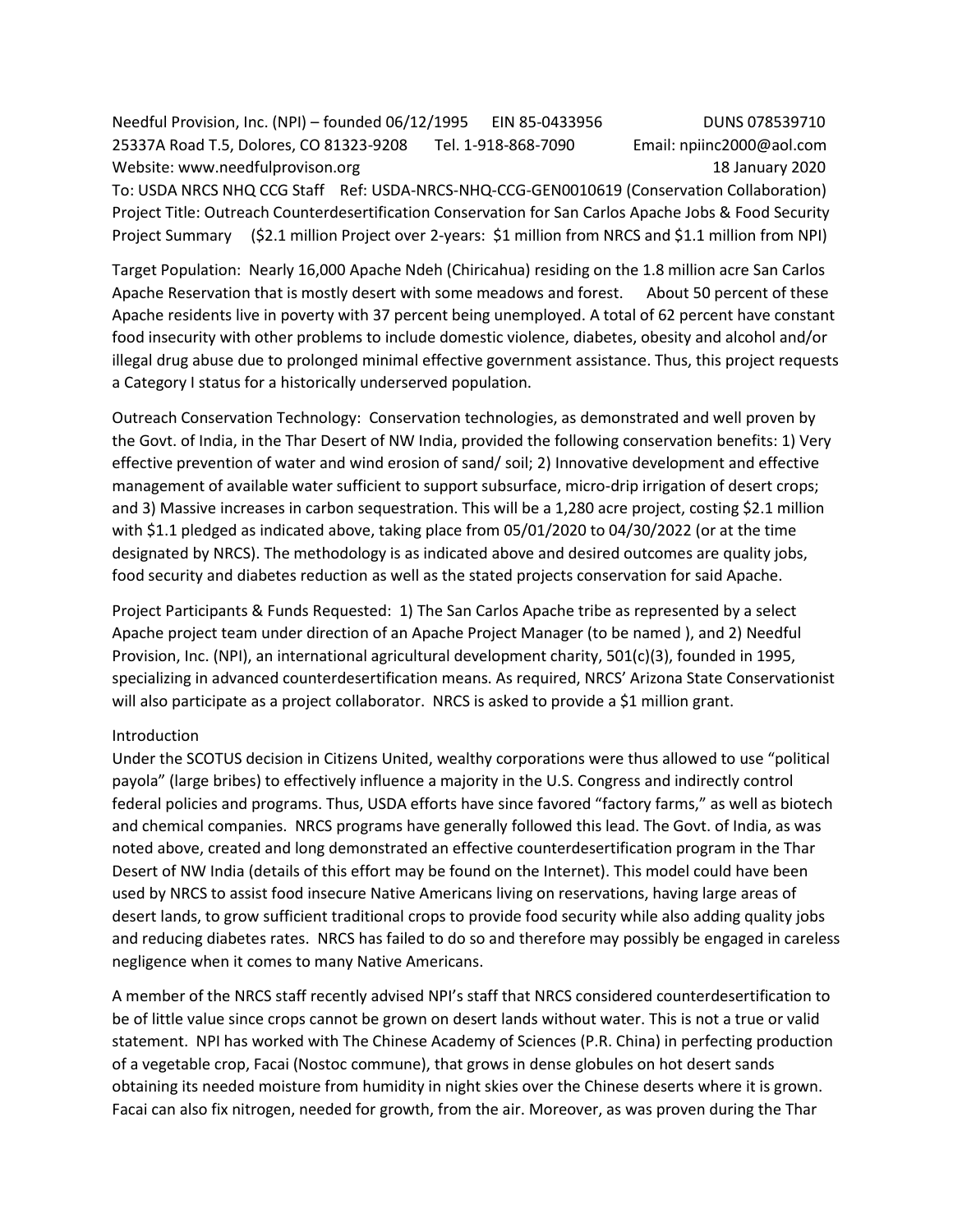Needful Provision, Inc. (NPI) – founded 06/12/1995 EIN 85-0433956 DUNS 078539710
25337A Road T.5, Dolores, CO 81323-9208 Tel. 1-918-868-7090 Email: npiinc2000@aol.com
Website: www.needfulprovison.org 18 January 2020
To: USDA NRCS NHQ CCG Staff Ref: USDA-NRCS-NHQ-CCG-GEN0010619 (Conservation Collaboration)
Project Title: Outreach Counterdesertification Conservation for San Carlos Apache Jobs & Food Security
Project Summary ($2.1 million Project over 2-years: $1 million from NRCS and $1.1 million from NPI)

Target Population: Nearly 16,000 Apache Ndeh (Chiricahua) residing on the 1.8 million acre San Carlos Apache Reservation that is mostly desert with some meadows and forest. About 50 percent of these Apache residents live in poverty with 37 percent being unemployed. A total of 62 percent have constant food insecurity with other problems to include domestic violence, diabetes, obesity and alcohol and/or illegal drug abuse due to prolonged minimal effective government assistance. Thus, this project requests a Category I status for a historically underserved population.

Outreach Conservation Technology: Conservation technologies, as demonstrated and well proven by the Govt. of India, in the Thar Desert of NW India, provided the following conservation benefits: 1) Very effective prevention of water and wind erosion of sand/ soil; 2) Innovative development and effective management of available water sufficient to support subsurface, micro-drip irrigation of desert crops; and 3) Massive increases in carbon sequestration. This will be a 1,280 acre project, costing $2.1 million with $1.1 pledged as indicated above, taking place from 05/01/2020 to 04/30/2022 (or at the time designated by NRCS). The methodology is as indicated above and desired outcomes are quality jobs, food security and diabetes reduction as well as the stated projects conservation for said Apache.

Project Participants & Funds Requested: 1) The San Carlos Apache tribe as represented by a select Apache project team under direction of an Apache Project Manager (to be named ), and 2) Needful Provision, Inc. (NPI), an international agricultural development charity, 501(c)(3), founded in 1995, specializing in advanced counterdesertification means. As required, NRCS' Arizona State Conservationist will also participate as a project collaborator. NRCS is asked to provide a $1 million grant.

## Introduction

Under the SCOTUS decision in Citizens United, wealthy corporations were thus allowed to use "political payola" (large bribes) to effectively influence a majority in the U.S. Congress and indirectly control federal policies and programs. Thus, USDA efforts have since favored "factory farms," as well as biotech and chemical companies. NRCS programs have generally followed this lead. The Govt. of India, as was noted above, created and long demonstrated an effective counterdesertification program in the Thar Desert of NW India (details of this effort may be found on the Internet). This model could have been used by NRCS to assist food insecure Native Americans living on reservations, having large areas of desert lands, to grow sufficient traditional crops to provide food security while also adding quality jobs and reducing diabetes rates. NRCS has failed to do so and therefore may possibly be engaged in careless negligence when it comes to many Native Americans.

A member of the NRCS staff recently advised NPI's staff that NRCS considered counterdesertification to be of little value since crops cannot be grown on desert lands without water. This is not a true or valid statement. NPI has worked with The Chinese Academy of Sciences (P.R. China) in perfecting production of a vegetable crop, Facai (Nostoc commune), that grows in dense globules on hot desert sands obtaining its needed moisture from humidity in night skies over the Chinese deserts where it is grown. Facai can also fix nitrogen, needed for growth, from the air. Moreover, as was proven during the Thar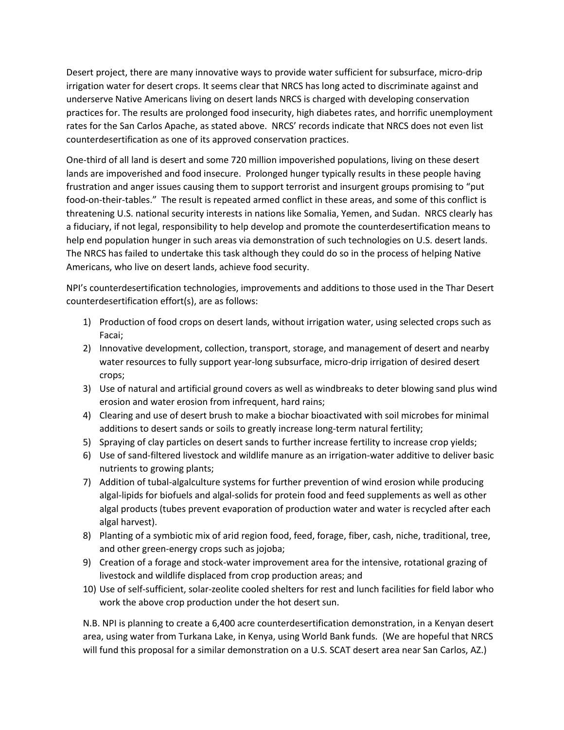Desert project, there are many innovative ways to provide water sufficient for subsurface, micro-drip irrigation water for desert crops. It seems clear that NRCS has long acted to discriminate against and underserve Native Americans living on desert lands NRCS is charged with developing conservation practices for. The results are prolonged food insecurity, high diabetes rates, and horrific unemployment rates for the San Carlos Apache, as stated above. NRCS' records indicate that NRCS does not even list counterdesertification as one of its approved conservation practices.

One-third of all land is desert and some 720 million impoverished populations, living on these desert lands are impoverished and food insecure. Prolonged hunger typically results in these people having frustration and anger issues causing them to support terrorist and insurgent groups promising to "put food-on-their-tables." The result is repeated armed conflict in these areas, and some of this conflict is threatening U.S. national security interests in nations like Somalia, Yemen, and Sudan. NRCS clearly has a fiduciary, if not legal, responsibility to help develop and promote the counterdesertification means to help end population hunger in such areas via demonstration of such technologies on U.S. desert lands. The NRCS has failed to undertake this task although they could do so in the process of helping Native Americans, who live on desert lands, achieve food security.

NPI's counterdesertification technologies, improvements and additions to those used in the Thar Desert counterdesertification effort(s), are as follows:

1) Production of food crops on desert lands, without irrigation water, using selected crops such as Facai;
2) Innovative development, collection, transport, storage, and management of desert and nearby water resources to fully support year-long subsurface, micro-drip irrigation of desired desert crops;
3) Use of natural and artificial ground covers as well as windbreaks to deter blowing sand plus wind erosion and water erosion from infrequent, hard rains;
4) Clearing and use of desert brush to make a biochar bioactivated with soil microbes for minimal additions to desert sands or soils to greatly increase long-term natural fertility;
5) Spraying of clay particles on desert sands to further increase fertility to increase crop yields;
6) Use of sand-filtered livestock and wildlife manure as an irrigation-water additive to deliver basic nutrients to growing plants;
7) Addition of tubal-algalculture systems for further prevention of wind erosion while producing algal-lipids for biofuels and algal-solids for protein food and feed supplements as well as other algal products (tubes prevent evaporation of production water and water is recycled after each algal harvest).
8) Planting of a symbiotic mix of arid region food, feed, forage, fiber, cash, niche, traditional, tree, and other green-energy crops such as jojoba;
9) Creation of a forage and stock-water improvement area for the intensive, rotational grazing of livestock and wildlife displaced from crop production areas; and
10) Use of self-sufficient, solar-zeolite cooled shelters for rest and lunch facilities for field labor who work the above crop production under the hot desert sun.

N.B. NPI is planning to create a 6,400 acre counterdesertification demonstration, in a Kenyan desert area, using water from Turkana Lake, in Kenya, using World Bank funds. (We are hopeful that NRCS will fund this proposal for a similar demonstration on a U.S. SCAT desert area near San Carlos, AZ.)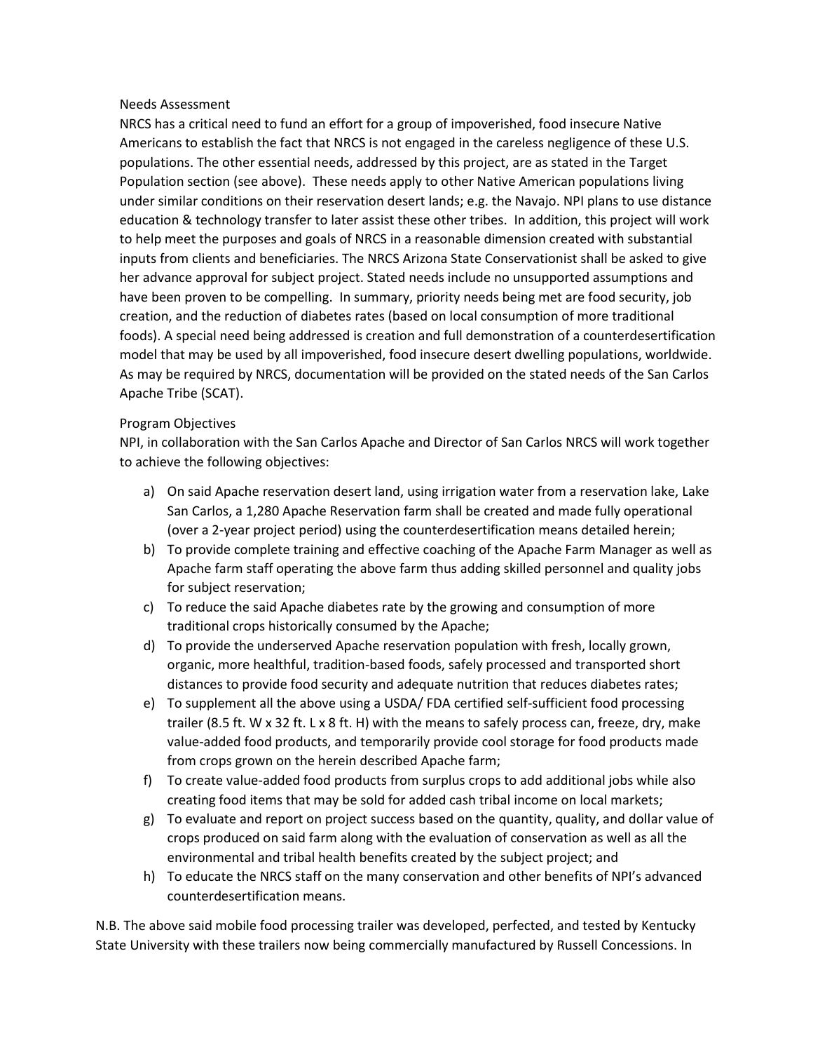## Needs Assessment

NRCS has a critical need to fund an effort for a group of impoverished, food insecure Native Americans to establish the fact that NRCS is not engaged in the careless negligence of these U.S. populations. The other essential needs, addressed by this project, are as stated in the Target Population section (see above). These needs apply to other Native American populations living under similar conditions on their reservation desert lands; e.g. the Navajo. NPI plans to use distance education & technology transfer to later assist these other tribes. In addition, this project will work to help meet the purposes and goals of NRCS in a reasonable dimension created with substantial inputs from clients and beneficiaries. The NRCS Arizona State Conservationist shall be asked to give her advance approval for subject project. Stated needs include no unsupported assumptions and have been proven to be compelling. In summary, priority needs being met are food security, job creation, and the reduction of diabetes rates (based on local consumption of more traditional foods). A special need being addressed is creation and full demonstration of a counterdesertification model that may be used by all impoverished, food insecure desert dwelling populations, worldwide. As may be required by NRCS, documentation will be provided on the stated needs of the San Carlos Apache Tribe (SCAT).

## Program Objectives

NPI, in collaboration with the San Carlos Apache and Director of San Carlos NRCS will work together to achieve the following objectives:

a) On said Apache reservation desert land, using irrigation water from a reservation lake, Lake San Carlos, a 1,280 Apache Reservation farm shall be created and made fully operational (over a 2-year project period) using the counterdesertification means detailed herein;
b) To provide complete training and effective coaching of the Apache Farm Manager as well as Apache farm staff operating the above farm thus adding skilled personnel and quality jobs for subject reservation;
c) To reduce the said Apache diabetes rate by the growing and consumption of more traditional crops historically consumed by the Apache;
d) To provide the underserved Apache reservation population with fresh, locally grown, organic, more healthful, tradition-based foods, safely processed and transported short distances to provide food security and adequate nutrition that reduces diabetes rates;
e) To supplement all the above using a USDA/ FDA certified self-sufficient food processing trailer (8.5 ft. W x 32 ft. L x 8 ft. H) with the means to safely process can, freeze, dry, make value-added food products, and temporarily provide cool storage for food products made from crops grown on the herein described Apache farm;
f) To create value-added food products from surplus crops to add additional jobs while also creating food items that may be sold for added cash tribal income on local markets;
g) To evaluate and report on project success based on the quantity, quality, and dollar value of crops produced on said farm along with the evaluation of conservation as well as all the environmental and tribal health benefits created by the subject project; and
h) To educate the NRCS staff on the many conservation and other benefits of NPI's advanced counterdesertification means.

N.B. The above said mobile food processing trailer was developed, perfected, and tested by Kentucky State University with these trailers now being commercially manufactured by Russell Concessions. In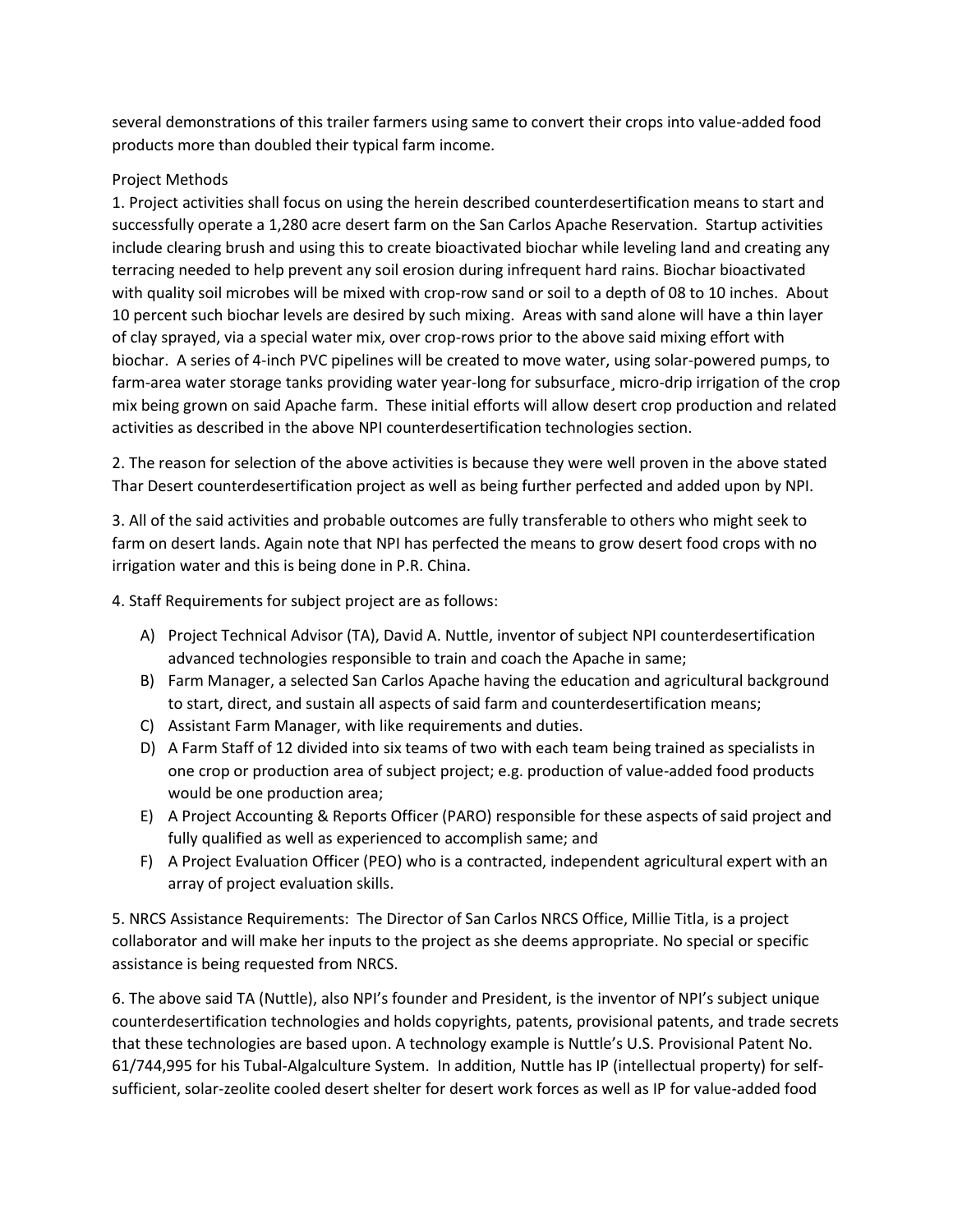several demonstrations of this trailer farmers using same to convert their crops into value-added food products more than doubled their typical farm income.

Project Methods

1. Project activities shall focus on using the herein described counterdesertification means to start and successfully operate a 1,280 acre desert farm on the San Carlos Apache Reservation. Startup activities include clearing brush and using this to create bioactivated biochar while leveling land and creating any terracing needed to help prevent any soil erosion during infrequent hard rains. Biochar bioactivated with quality soil microbes will be mixed with crop-row sand or soil to a depth of 08 to 10 inches. About 10 percent such biochar levels are desired by such mixing. Areas with sand alone will have a thin layer of clay sprayed, via a special water mix, over crop-rows prior to the above said mixing effort with biochar. A series of 4-inch PVC pipelines will be created to move water, using solar-powered pumps, to farm-area water storage tanks providing water year-long for subsurface¸ micro-drip irrigation of the crop mix being grown on said Apache farm. These initial efforts will allow desert crop production and related activities as described in the above NPI counterdesertification technologies section.

2. The reason for selection of the above activities is because they were well proven in the above stated Thar Desert counterdesertification project as well as being further perfected and added upon by NPI.

3. All of the said activities and probable outcomes are fully transferable to others who might seek to farm on desert lands. Again note that NPI has perfected the means to grow desert food crops with no irrigation water and this is being done in P.R. China.

4. Staff Requirements for subject project are as follows:

A) Project Technical Advisor (TA), David A. Nuttle, inventor of subject NPI counterdesertification advanced technologies responsible to train and coach the Apache in same;
B) Farm Manager, a selected San Carlos Apache having the education and agricultural background to start, direct, and sustain all aspects of said farm and counterdesertification means;
C) Assistant Farm Manager, with like requirements and duties.
D) A Farm Staff of 12 divided into six teams of two with each team being trained as specialists in one crop or production area of subject project; e.g. production of value-added food products would be one production area;
E) A Project Accounting & Reports Officer (PARO) responsible for these aspects of said project and fully qualified as well as experienced to accomplish same; and
F) A Project Evaluation Officer (PEO) who is a contracted, independent agricultural expert with an array of project evaluation skills.

5. NRCS Assistance Requirements: The Director of San Carlos NRCS Office, Millie Titla, is a project collaborator and will make her inputs to the project as she deems appropriate. No special or specific assistance is being requested from NRCS.

6. The above said TA (Nuttle), also NPI's founder and President, is the inventor of NPI's subject unique counterdesertification technologies and holds copyrights, patents, provisional patents, and trade secrets that these technologies are based upon. A technology example is Nuttle's U.S. Provisional Patent No. 61/744,995 for his Tubal-Algalculture System. In addition, Nuttle has IP (intellectual property) for self-sufficient, solar-zeolite cooled desert shelter for desert work forces as well as IP for value-added food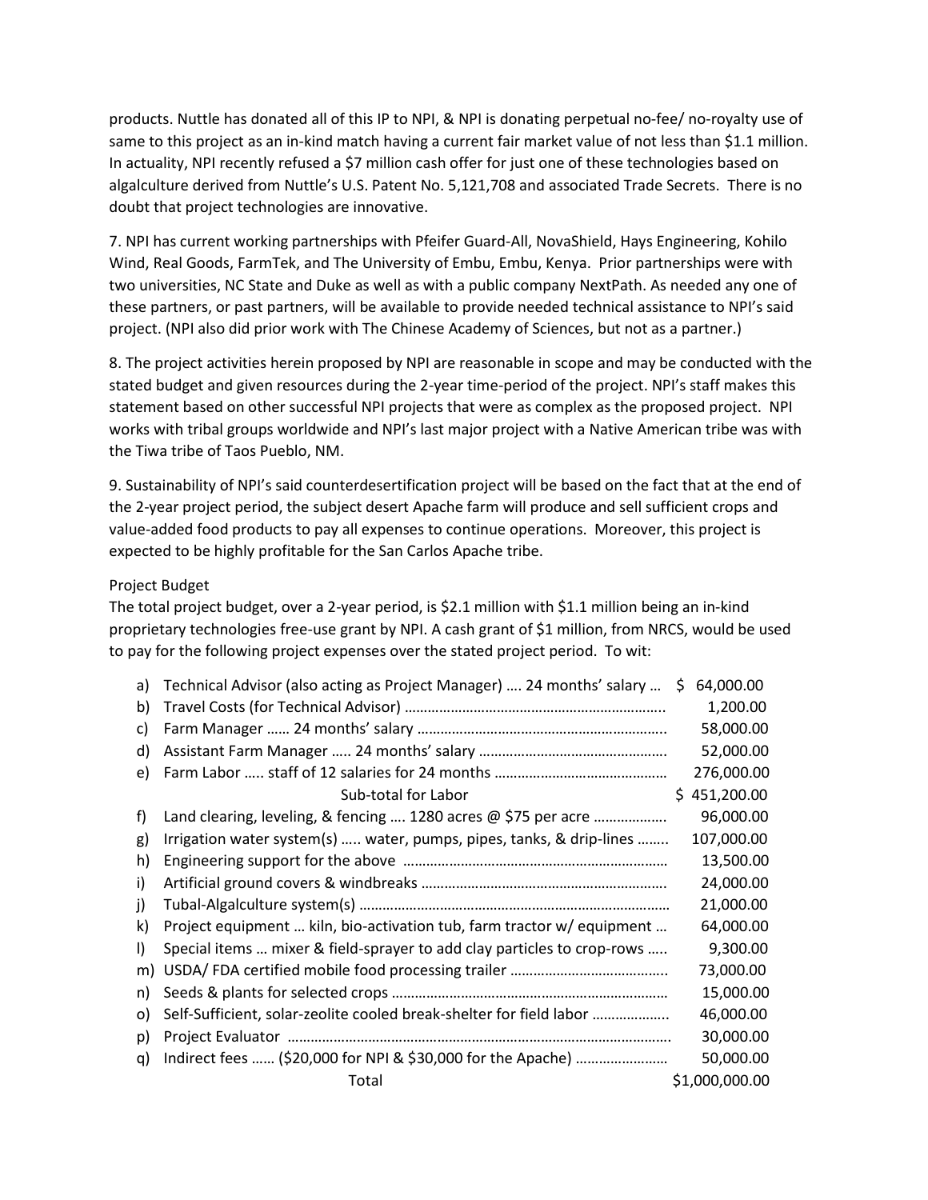products. Nuttle has donated all of this IP to NPI, & NPI is donating perpetual no-fee/ no-royalty use of same to this project as an in-kind match having a current fair market value of not less than $1.1 million. In actuality, NPI recently refused a $7 million cash offer for just one of these technologies based on algalculture derived from Nuttle's U.S. Patent No. 5,121,708 and associated Trade Secrets. There is no doubt that project technologies are innovative.

7. NPI has current working partnerships with Pfeifer Guard-All, NovaShield, Hays Engineering, Kohilo Wind, Real Goods, FarmTek, and The University of Embu, Embu, Kenya. Prior partnerships were with two universities, NC State and Duke as well as with a public company NextPath. As needed any one of these partners, or past partners, will be available to provide needed technical assistance to NPI's said project. (NPI also did prior work with The Chinese Academy of Sciences, but not as a partner.)

8. The project activities herein proposed by NPI are reasonable in scope and may be conducted with the stated budget and given resources during the 2-year time-period of the project. NPI's staff makes this statement based on other successful NPI projects that were as complex as the proposed project. NPI works with tribal groups worldwide and NPI's last major project with a Native American tribe was with the Tiwa tribe of Taos Pueblo, NM.

9. Sustainability of NPI's said counterdesertification project will be based on the fact that at the end of the 2-year project period, the subject desert Apache farm will produce and sell sufficient crops and value-added food products to pay all expenses to continue operations. Moreover, this project is expected to be highly profitable for the San Carlos Apache tribe.

Project Budget

The total project budget, over a 2-year period, is $2.1 million with $1.1 million being an in-kind proprietary technologies free-use grant by NPI. A cash grant of $1 million, from NRCS, would be used to pay for the following project expenses over the stated project period. To wit:

| | Item | Amount |
|---|---|---|
| a) | Technical Advisor (also acting as Project Manager) …. 24 months' salary … | $ 64,000.00 |
| b) | Travel Costs (for Technical Advisor) ………………………………………………………….. | 1,200.00 |
| c) | Farm Manager …… 24 months' salary ……………………………………………………….. | 58,000.00 |
| d) | Assistant Farm Manager ….. 24 months' salary ……………………………………….. | 52,000.00 |
| e) | Farm Labor ….. staff of 12 salaries for 24 months …………………………………… | 276,000.00 |
| | Sub-total for Labor | $ 451,200.00 |
| f) | Land clearing, leveling, & fencing …. 1280 acres @ $75 per acre ……………… | 96,000.00 |
| g) | Irrigation water system(s) ….. water, pumps, pipes, tanks, & drip-lines …….. | 107,000.00 |
| h) | Engineering support for the above …………………………………………………………… | 13,500.00 |
| i) | Artificial ground covers & windbreaks ……………………………………………………. | 24,000.00 |
| j) | Tubal-Algalculture system(s) ……………………………………………………………………… | 21,000.00 |
| k) | Project equipment … kiln, bio-activation tub, farm tractor w/ equipment … | 64,000.00 |
| l) | Special items … mixer & field-sprayer to add clay particles to crop-rows ….. | 9,300.00 |
| m) | USDA/ FDA certified mobile food processing trailer ………………………………….. | 73,000.00 |
| n) | Seeds & plants for selected crops ……………………………………………………………… | 15,000.00 |
| o) | Self-Sufficient, solar-zeolite cooled break-shelter for field labor ……………….. | 46,000.00 |
| p) | Project Evaluator …………………………………………………………………………………………. | 30,000.00 |
| q) | Indirect fees …… ($20,000 for NPI & $30,000 for the Apache) …………………… | 50,000.00 |
| | Total | $1,000,000.00 |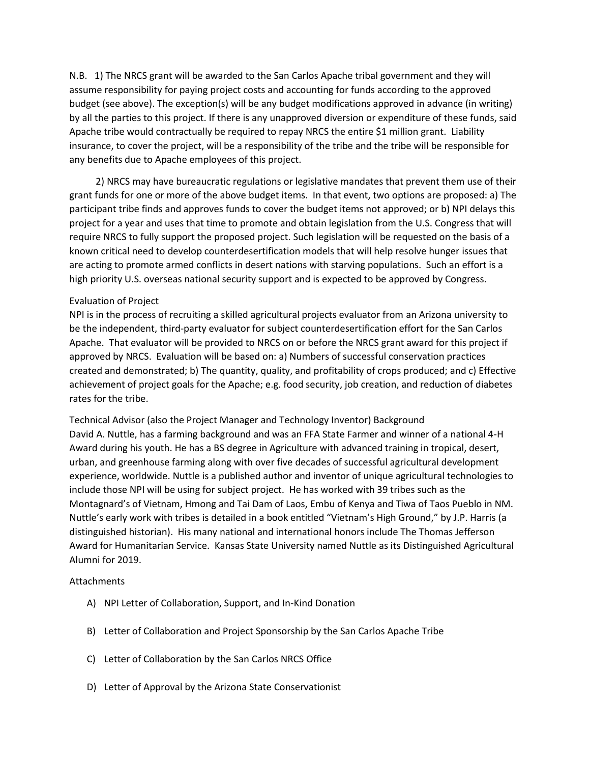N.B. 1) The NRCS grant will be awarded to the San Carlos Apache tribal government and they will assume responsibility for paying project costs and accounting for funds according to the approved budget (see above). The exception(s) will be any budget modifications approved in advance (in writing) by all the parties to this project. If there is any unapproved diversion or expenditure of these funds, said Apache tribe would contractually be required to repay NRCS the entire $1 million grant. Liability insurance, to cover the project, will be a responsibility of the tribe and the tribe will be responsible for any benefits due to Apache employees of this project.

2) NRCS may have bureaucratic regulations or legislative mandates that prevent them use of their grant funds for one or more of the above budget items. In that event, two options are proposed: a) The participant tribe finds and approves funds to cover the budget items not approved; or b) NPI delays this project for a year and uses that time to promote and obtain legislation from the U.S. Congress that will require NRCS to fully support the proposed project. Such legislation will be requested on the basis of a known critical need to develop counterdesertification models that will help resolve hunger issues that are acting to promote armed conflicts in desert nations with starving populations. Such an effort is a high priority U.S. overseas national security support and is expected to be approved by Congress.

## Evaluation of Project

NPI is in the process of recruiting a skilled agricultural projects evaluator from an Arizona university to be the independent, third-party evaluator for subject counterdesertification effort for the San Carlos Apache. That evaluator will be provided to NRCS on or before the NRCS grant award for this project if approved by NRCS. Evaluation will be based on: a) Numbers of successful conservation practices created and demonstrated; b) The quantity, quality, and profitability of crops produced; and c) Effective achievement of project goals for the Apache; e.g. food security, job creation, and reduction of diabetes rates for the tribe.

## Technical Advisor (also the Project Manager and Technology Inventor) Background

David A. Nuttle, has a farming background and was an FFA State Farmer and winner of a national 4-H Award during his youth. He has a BS degree in Agriculture with advanced training in tropical, desert, urban, and greenhouse farming along with over five decades of successful agricultural development experience, worldwide. Nuttle is a published author and inventor of unique agricultural technologies to include those NPI will be using for subject project. He has worked with 39 tribes such as the Montagnard's of Vietnam, Hmong and Tai Dam of Laos, Embu of Kenya and Tiwa of Taos Pueblo in NM. Nuttle's early work with tribes is detailed in a book entitled "Vietnam's High Ground," by J.P. Harris (a distinguished historian). His many national and international honors include The Thomas Jefferson Award for Humanitarian Service. Kansas State University named Nuttle as its Distinguished Agricultural Alumni for 2019.

## Attachments

A) NPI Letter of Collaboration, Support, and In-Kind Donation

B) Letter of Collaboration and Project Sponsorship by the San Carlos Apache Tribe

C) Letter of Collaboration by the San Carlos NRCS Office

D) Letter of Approval by the Arizona State Conservationist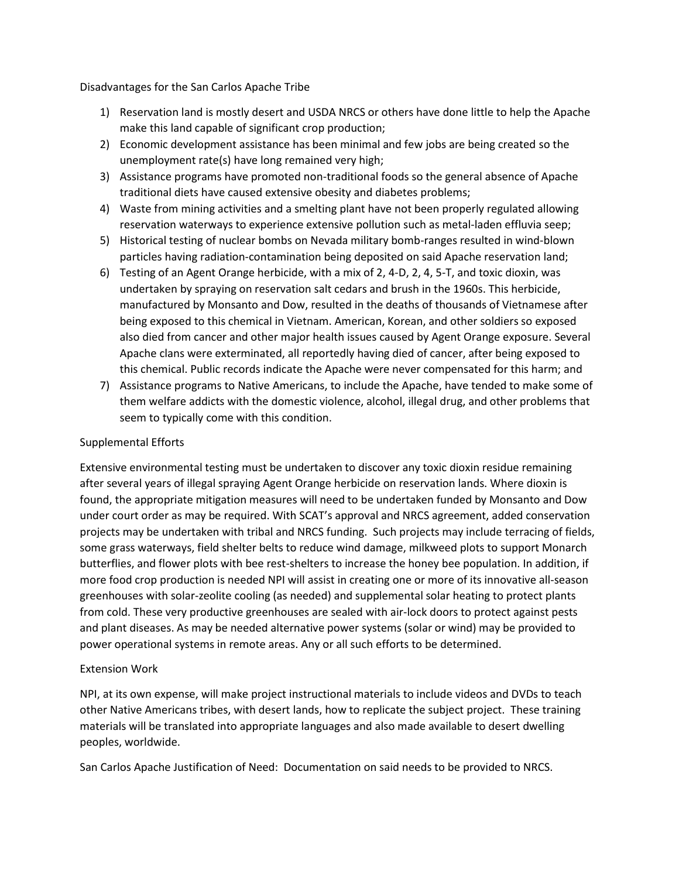Disadvantages for the San Carlos Apache Tribe

1) Reservation land is mostly desert and USDA NRCS or others have done little to help the Apache make this land capable of significant crop production;
2) Economic development assistance has been minimal and few jobs are being created so the unemployment rate(s) have long remained very high;
3) Assistance programs have promoted non-traditional foods so the general absence of Apache traditional diets have caused extensive obesity and diabetes problems;
4) Waste from mining activities and a smelting plant have not been properly regulated allowing reservation waterways to experience extensive pollution such as metal-laden effluvia seep;
5) Historical testing of nuclear bombs on Nevada military bomb-ranges resulted in wind-blown particles having radiation-contamination being deposited on said Apache reservation land;
6) Testing of an Agent Orange herbicide, with a mix of 2, 4-D, 2, 4, 5-T, and toxic dioxin, was undertaken by spraying on reservation salt cedars and brush in the 1960s. This herbicide, manufactured by Monsanto and Dow, resulted in the deaths of thousands of Vietnamese after being exposed to this chemical in Vietnam. American, Korean, and other soldiers so exposed also died from cancer and other major health issues caused by Agent Orange exposure. Several Apache clans were exterminated, all reportedly having died of cancer, after being exposed to this chemical. Public records indicate the Apache were never compensated for this harm; and
7) Assistance programs to Native Americans, to include the Apache, have tended to make some of them welfare addicts with the domestic violence, alcohol, illegal drug, and other problems that seem to typically come with this condition.

Supplemental Efforts

Extensive environmental testing must be undertaken to discover any toxic dioxin residue remaining after several years of illegal spraying Agent Orange herbicide on reservation lands. Where dioxin is found, the appropriate mitigation measures will need to be undertaken funded by Monsanto and Dow under court order as may be required. With SCAT's approval and NRCS agreement, added conservation projects may be undertaken with tribal and NRCS funding. Such projects may include terracing of fields, some grass waterways, field shelter belts to reduce wind damage, milkweed plots to support Monarch butterflies, and flower plots with bee rest-shelters to increase the honey bee population. In addition, if more food crop production is needed NPI will assist in creating one or more of its innovative all-season greenhouses with solar-zeolite cooling (as needed) and supplemental solar heating to protect plants from cold. These very productive greenhouses are sealed with air-lock doors to protect against pests and plant diseases. As may be needed alternative power systems (solar or wind) may be provided to power operational systems in remote areas. Any or all such efforts to be determined.

Extension Work

NPI, at its own expense, will make project instructional materials to include videos and DVDs to teach other Native Americans tribes, with desert lands, how to replicate the subject project. These training materials will be translated into appropriate languages and also made available to desert dwelling peoples, worldwide.

San Carlos Apache Justification of Need: Documentation on said needs to be provided to NRCS.